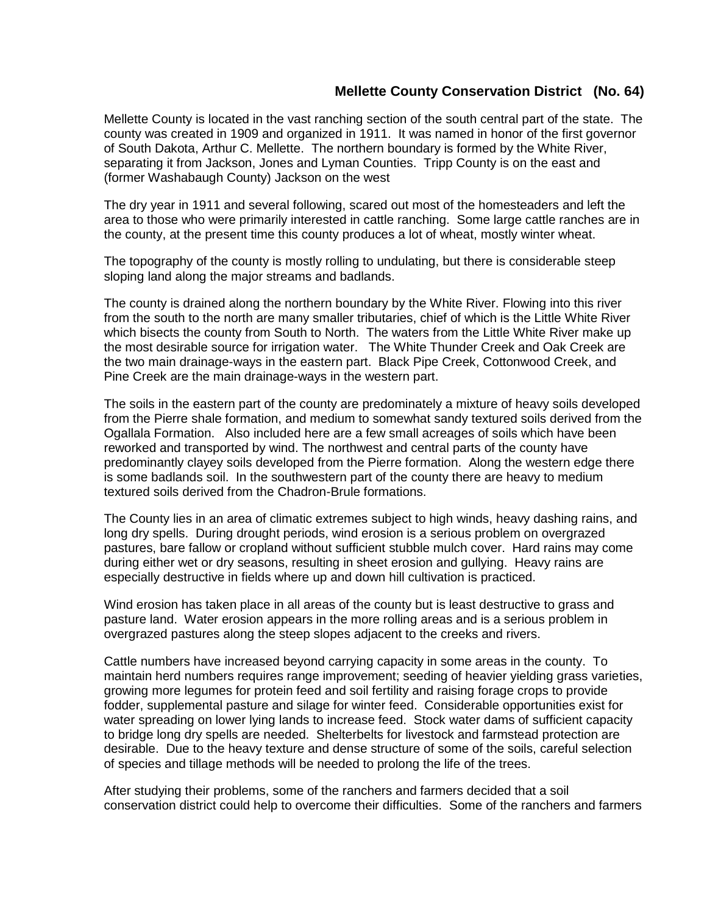**Mellette County Conservation District (No. 64)**

Mellette County is located in the vast ranching section of the south central part of the state. The county was created in 1909 and organized in 1911. It was named in honor of the first governor of South Dakota, Arthur C. Mellette. The northern boundary is formed by the White River, separating it from Jackson, Jones and Lyman Counties. Tripp County is on the east and (former Washabaugh County) Jackson on the west

The dry year in 1911 and several following, scared out most of the homesteaders and left the area to those who were primarily interested in cattle ranching. Some large cattle ranches are in the county, at the present time this county produces a lot of wheat, mostly winter wheat.

The topography of the county is mostly rolling to undulating, but there is considerable steep sloping land along the major streams and badlands.

The county is drained along the northern boundary by the White River. Flowing into this river from the south to the north are many smaller tributaries, chief of which is the Little White River which bisects the county from South to North. The waters from the Little White River make up the most desirable source for irrigation water. The White Thunder Creek and Oak Creek are the two main drainage-ways in the eastern part. Black Pipe Creek, Cottonwood Creek, and Pine Creek are the main drainage-ways in the western part.

The soils in the eastern part of the county are predominately a mixture of heavy soils developed from the Pierre shale formation, and medium to somewhat sandy textured soils derived from the Ogallala Formation. Also included here are a few small acreages of soils which have been reworked and transported by wind. The northwest and central parts of the county have predominantly clayey soils developed from the Pierre formation. Along the western edge there is some badlands soil. In the southwestern part of the county there are heavy to medium textured soils derived from the Chadron-Brule formations.

The County lies in an area of climatic extremes subject to high winds, heavy dashing rains, and long dry spells. During drought periods, wind erosion is a serious problem on overgrazed pastures, bare fallow or cropland without sufficient stubble mulch cover. Hard rains may come during either wet or dry seasons, resulting in sheet erosion and gullying. Heavy rains are especially destructive in fields where up and down hill cultivation is practiced.

Wind erosion has taken place in all areas of the county but is least destructive to grass and pasture land. Water erosion appears in the more rolling areas and is a serious problem in overgrazed pastures along the steep slopes adjacent to the creeks and rivers.

Cattle numbers have increased beyond carrying capacity in some areas in the county. To maintain herd numbers requires range improvement; seeding of heavier yielding grass varieties, growing more legumes for protein feed and soil fertility and raising forage crops to provide fodder, supplemental pasture and silage for winter feed. Considerable opportunities exist for water spreading on lower lying lands to increase feed. Stock water dams of sufficient capacity to bridge long dry spells are needed. Shelterbelts for livestock and farmstead protection are desirable. Due to the heavy texture and dense structure of some of the soils, careful selection of species and tillage methods will be needed to prolong the life of the trees.

After studying their problems, some of the ranchers and farmers decided that a soil conservation district could help to overcome their difficulties. Some of the ranchers and farmers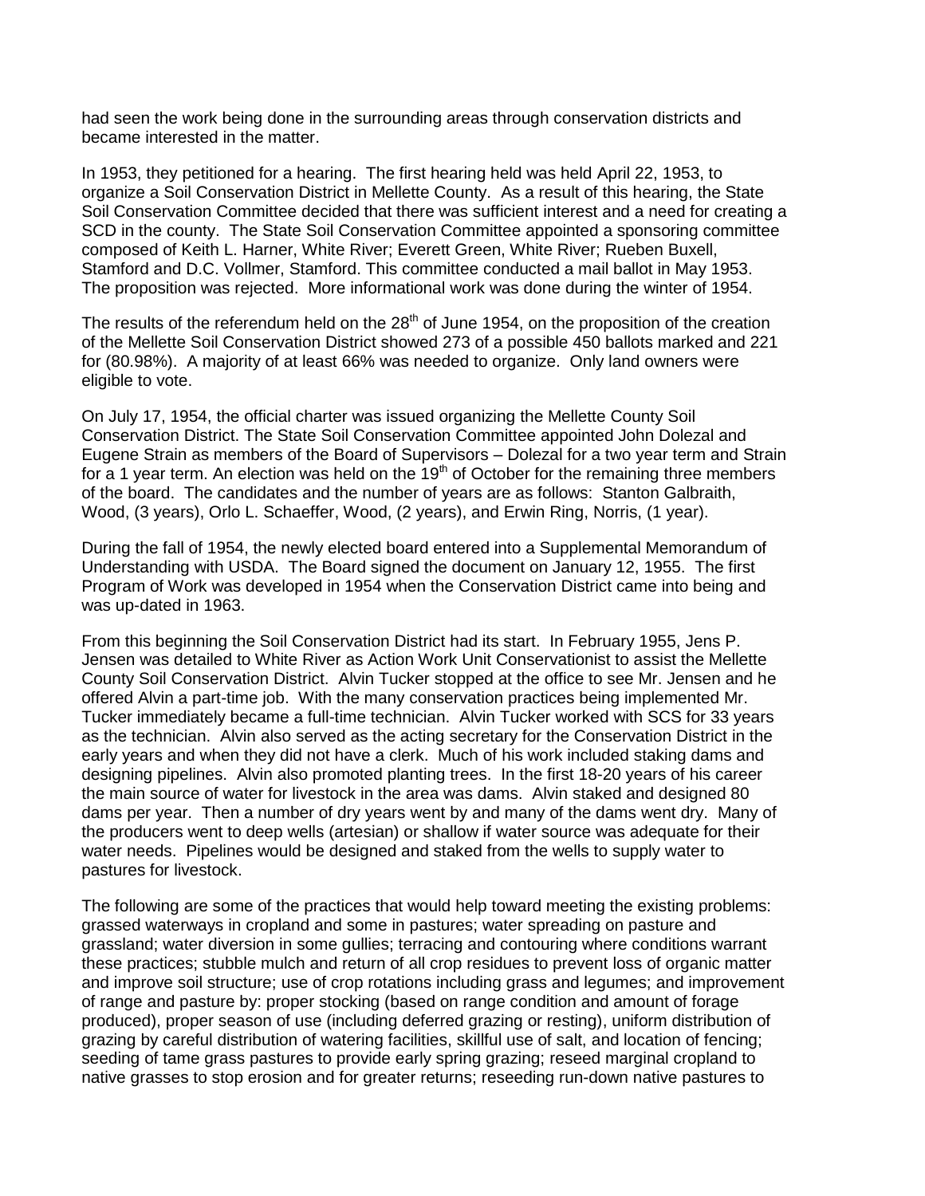had seen the work being done in the surrounding areas through conservation districts and became interested in the matter.

In 1953, they petitioned for a hearing. The first hearing held was held April 22, 1953, to organize a Soil Conservation District in Mellette County. As a result of this hearing, the State Soil Conservation Committee decided that there was sufficient interest and a need for creating a SCD in the county. The State Soil Conservation Committee appointed a sponsoring committee composed of Keith L. Harner, White River; Everett Green, White River; Rueben Buxell, Stamford and D.C. Vollmer, Stamford. This committee conducted a mail ballot in May 1953. The proposition was rejected. More informational work was done during the winter of 1954.

The results of the referendum held on the 28th of June 1954, on the proposition of the creation of the Mellette Soil Conservation District showed 273 of a possible 450 ballots marked and 221 for (80.98%). A majority of at least 66% was needed to organize. Only land owners were eligible to vote.

On July 17, 1954, the official charter was issued organizing the Mellette County Soil Conservation District. The State Soil Conservation Committee appointed John Dolezal and Eugene Strain as members of the Board of Supervisors – Dolezal for a two year term and Strain for a 1 year term. An election was held on the 19th of October for the remaining three members of the board. The candidates and the number of years are as follows: Stanton Galbraith, Wood, (3 years), Orlo L. Schaeffer, Wood, (2 years), and Erwin Ring, Norris, (1 year).

During the fall of 1954, the newly elected board entered into a Supplemental Memorandum of Understanding with USDA. The Board signed the document on January 12, 1955. The first Program of Work was developed in 1954 when the Conservation District came into being and was up-dated in 1963.

From this beginning the Soil Conservation District had its start. In February 1955, Jens P. Jensen was detailed to White River as Action Work Unit Conservationist to assist the Mellette County Soil Conservation District. Alvin Tucker stopped at the office to see Mr. Jensen and he offered Alvin a part-time job. With the many conservation practices being implemented Mr. Tucker immediately became a full-time technician. Alvin Tucker worked with SCS for 33 years as the technician. Alvin also served as the acting secretary for the Conservation District in the early years and when they did not have a clerk. Much of his work included staking dams and designing pipelines. Alvin also promoted planting trees. In the first 18-20 years of his career the main source of water for livestock in the area was dams. Alvin staked and designed 80 dams per year. Then a number of dry years went by and many of the dams went dry. Many of the producers went to deep wells (artesian) or shallow if water source was adequate for their water needs. Pipelines would be designed and staked from the wells to supply water to pastures for livestock.

The following are some of the practices that would help toward meeting the existing problems: grassed waterways in cropland and some in pastures; water spreading on pasture and grassland; water diversion in some gullies; terracing and contouring where conditions warrant these practices; stubble mulch and return of all crop residues to prevent loss of organic matter and improve soil structure; use of crop rotations including grass and legumes; and improvement of range and pasture by: proper stocking (based on range condition and amount of forage produced), proper season of use (including deferred grazing or resting), uniform distribution of grazing by careful distribution of watering facilities, skillful use of salt, and location of fencing; seeding of tame grass pastures to provide early spring grazing; reseed marginal cropland to native grasses to stop erosion and for greater returns; reseeding run-down native pastures to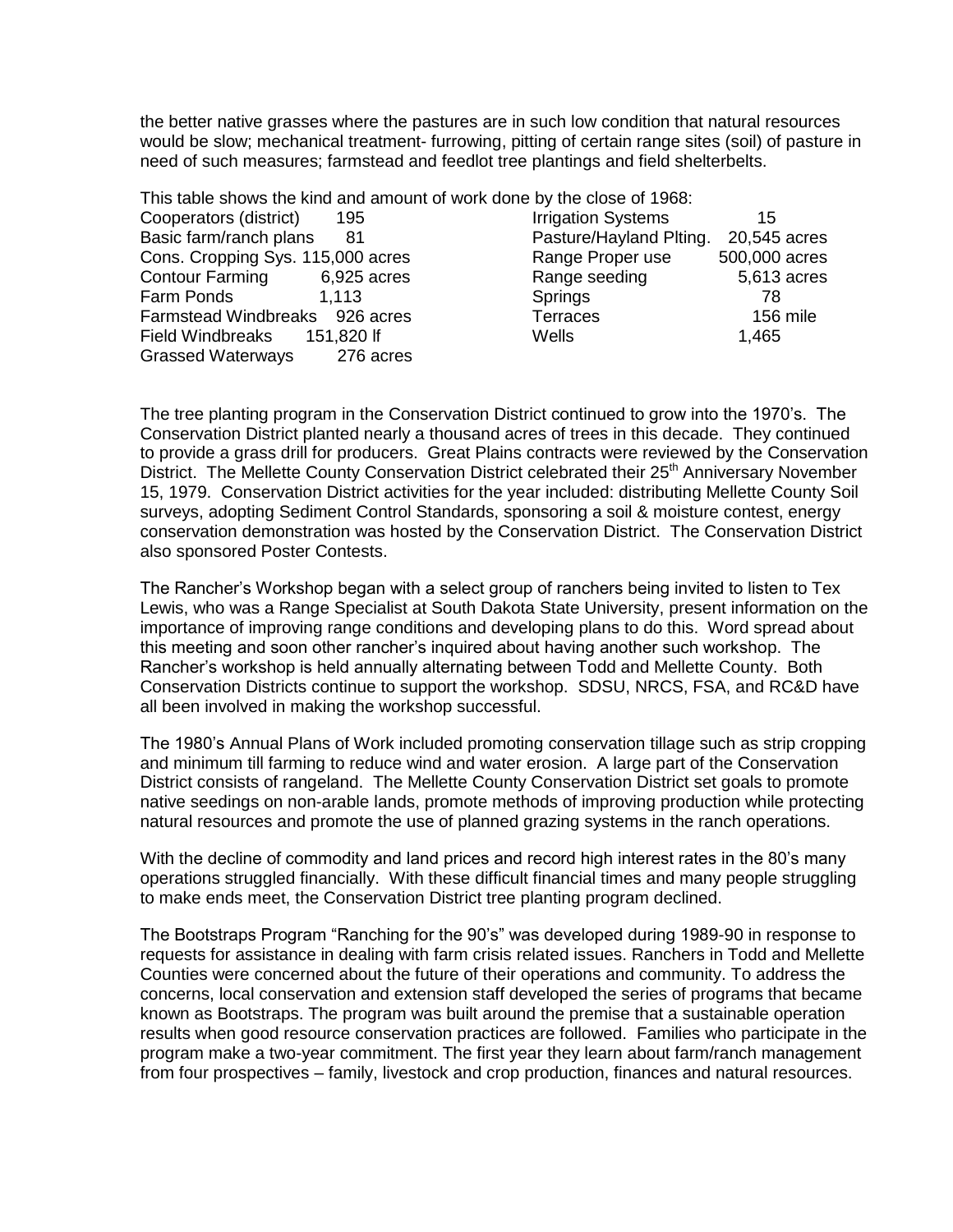the better native grasses where the pastures are in such low condition that natural resources would be slow; mechanical treatment- furrowing, pitting of certain range sites (soil) of pasture in need of such measures; farmstead and feedlot tree plantings and field shelterbelts.

This table shows the kind and amount of work done by the close of 1968:

| | | | |
|---|---|---|---|
| Cooperators (district) | 195 | Irrigation Systems | 15 |
| Basic farm/ranch plans | 81 | Pasture/Hayland Plting. | 20,545 acres |
| Cons. Cropping Sys. | 115,000 acres | Range Proper use | 500,000 acres |
| Contour Farming | 6,925 acres | Range seeding | 5,613 acres |
| Farm Ponds | 1,113 | Springs | 78 |
| Farmstead Windbreaks | 926 acres | Terraces | 156 mile |
| Field Windbreaks | 151,820 lf | Wells | 1,465 |
| Grassed Waterways | 276 acres | | |

The tree planting program in the Conservation District continued to grow into the 1970's. The Conservation District planted nearly a thousand acres of trees in this decade. They continued to provide a grass drill for producers. Great Plains contracts were reviewed by the Conservation District. The Mellette County Conservation District celebrated their 25th Anniversary November 15, 1979. Conservation District activities for the year included: distributing Mellette County Soil surveys, adopting Sediment Control Standards, sponsoring a soil & moisture contest, energy conservation demonstration was hosted by the Conservation District. The Conservation District also sponsored Poster Contests.

The Rancher's Workshop began with a select group of ranchers being invited to listen to Tex Lewis, who was a Range Specialist at South Dakota State University, present information on the importance of improving range conditions and developing plans to do this. Word spread about this meeting and soon other rancher's inquired about having another such workshop. The Rancher's workshop is held annually alternating between Todd and Mellette County. Both Conservation Districts continue to support the workshop. SDSU, NRCS, FSA, and RC&D have all been involved in making the workshop successful.

The 1980's Annual Plans of Work included promoting conservation tillage such as strip cropping and minimum till farming to reduce wind and water erosion. A large part of the Conservation District consists of rangeland. The Mellette County Conservation District set goals to promote native seedings on non-arable lands, promote methods of improving production while protecting natural resources and promote the use of planned grazing systems in the ranch operations.

With the decline of commodity and land prices and record high interest rates in the 80's many operations struggled financially. With these difficult financial times and many people struggling to make ends meet, the Conservation District tree planting program declined.

The Bootstraps Program "Ranching for the 90's" was developed during 1989-90 in response to requests for assistance in dealing with farm crisis related issues. Ranchers in Todd and Mellette Counties were concerned about the future of their operations and community. To address the concerns, local conservation and extension staff developed the series of programs that became known as Bootstraps. The program was built around the premise that a sustainable operation results when good resource conservation practices are followed. Families who participate in the program make a two-year commitment. The first year they learn about farm/ranch management from four prospectives – family, livestock and crop production, finances and natural resources.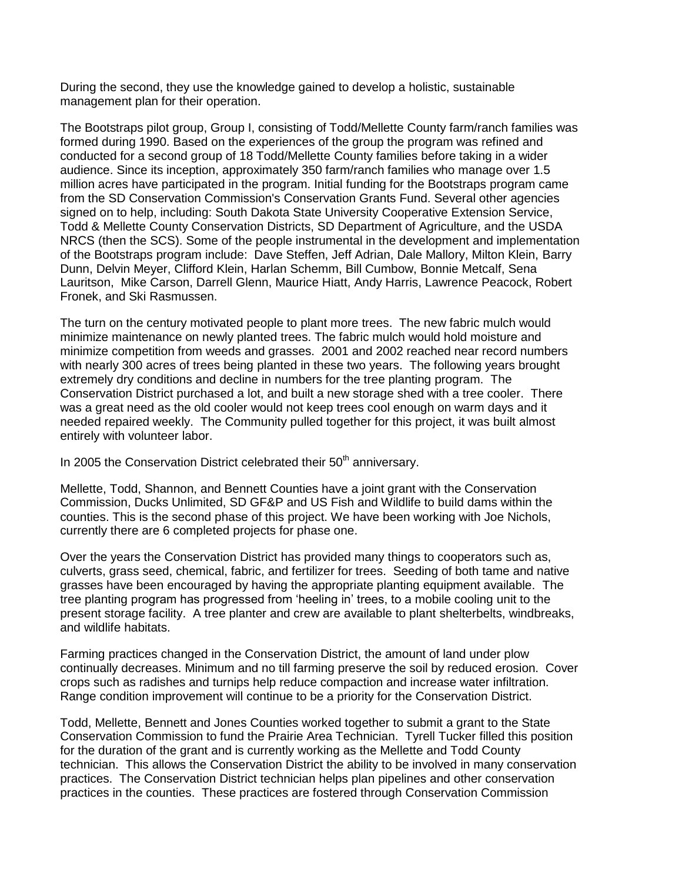During the second, they use the knowledge gained to develop a holistic, sustainable management plan for their operation.

The Bootstraps pilot group, Group I, consisting of Todd/Mellette County farm/ranch families was formed during 1990. Based on the experiences of the group the program was refined and conducted for a second group of 18 Todd/Mellette County families before taking in a wider audience. Since its inception, approximately 350 farm/ranch families who manage over 1.5 million acres have participated in the program. Initial funding for the Bootstraps program came from the SD Conservation Commission's Conservation Grants Fund. Several other agencies signed on to help, including: South Dakota State University Cooperative Extension Service, Todd & Mellette County Conservation Districts, SD Department of Agriculture, and the USDA NRCS (then the SCS). Some of the people instrumental in the development and implementation of the Bootstraps program include: Dave Steffen, Jeff Adrian, Dale Mallory, Milton Klein, Barry Dunn, Delvin Meyer, Clifford Klein, Harlan Schemm, Bill Cumbow, Bonnie Metcalf, Sena Lauritson, Mike Carson, Darrell Glenn, Maurice Hiatt, Andy Harris, Lawrence Peacock, Robert Fronek, and Ski Rasmussen.

The turn on the century motivated people to plant more trees. The new fabric mulch would minimize maintenance on newly planted trees. The fabric mulch would hold moisture and minimize competition from weeds and grasses. 2001 and 2002 reached near record numbers with nearly 300 acres of trees being planted in these two years. The following years brought extremely dry conditions and decline in numbers for the tree planting program. The Conservation District purchased a lot, and built a new storage shed with a tree cooler. There was a great need as the old cooler would not keep trees cool enough on warm days and it needed repaired weekly. The Community pulled together for this project, it was built almost entirely with volunteer labor.

In 2005 the Conservation District celebrated their 50th anniversary.

Mellette, Todd, Shannon, and Bennett Counties have a joint grant with the Conservation Commission, Ducks Unlimited, SD GF&P and US Fish and Wildlife to build dams within the counties. This is the second phase of this project. We have been working with Joe Nichols, currently there are 6 completed projects for phase one.

Over the years the Conservation District has provided many things to cooperators such as, culverts, grass seed, chemical, fabric, and fertilizer for trees. Seeding of both tame and native grasses have been encouraged by having the appropriate planting equipment available. The tree planting program has progressed from 'heeling in' trees, to a mobile cooling unit to the present storage facility. A tree planter and crew are available to plant shelterbelts, windbreaks, and wildlife habitats.

Farming practices changed in the Conservation District, the amount of land under plow continually decreases. Minimum and no till farming preserve the soil by reduced erosion. Cover crops such as radishes and turnips help reduce compaction and increase water infiltration. Range condition improvement will continue to be a priority for the Conservation District.

Todd, Mellette, Bennett and Jones Counties worked together to submit a grant to the State Conservation Commission to fund the Prairie Area Technician. Tyrell Tucker filled this position for the duration of the grant and is currently working as the Mellette and Todd County technician. This allows the Conservation District the ability to be involved in many conservation practices. The Conservation District technician helps plan pipelines and other conservation practices in the counties. These practices are fostered through Conservation Commission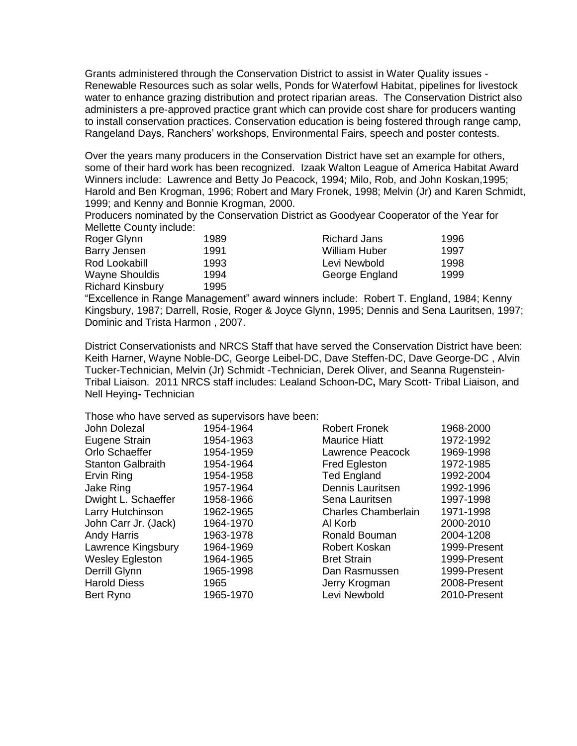Grants administered through the Conservation District to assist in Water Quality issues - Renewable Resources such as solar wells, Ponds for Waterfowl Habitat, pipelines for livestock water to enhance grazing distribution and protect riparian areas. The Conservation District also administers a pre-approved practice grant which can provide cost share for producers wanting to install conservation practices. Conservation education is being fostered through range camp, Rangeland Days, Ranchers' workshops, Environmental Fairs, speech and poster contests.

Over the years many producers in the Conservation District have set an example for others, some of their hard work has been recognized. Izaak Walton League of America Habitat Award Winners include: Lawrence and Betty Jo Peacock, 1994; Milo, Rob, and John Koskan,1995; Harold and Ben Krogman, 1996; Robert and Mary Fronek, 1998; Melvin (Jr) and Karen Schmidt, 1999; and Kenny and Bonnie Krogman, 2000.

Producers nominated by the Conservation District as Goodyear Cooperator of the Year for Mellette County include:

| | | | |
|---|---|---|---|
| Roger Glynn | 1989 | Richard Jans | 1996 |
| Barry Jensen | 1991 | William Huber | 1997 |
| Rod Lookabill | 1993 | Levi Newbold | 1998 |
| Wayne Shouldis | 1994 | George England | 1999 |
| Richard Kinsbury | 1995 | | |

"Excellence in Range Management" award winners include: Robert T. England, 1984; Kenny Kingsbury, 1987; Darrell, Rosie, Roger & Joyce Glynn, 1995; Dennis and Sena Lauritsen, 1997; Dominic and Trista Harmon , 2007.

District Conservationists and NRCS Staff that have served the Conservation District have been: Keith Harner, Wayne Noble-DC, George Leibel-DC, Dave Steffen-DC, Dave George-DC , Alvin Tucker-Technician, Melvin (Jr) Schmidt -Technician, Derek Oliver, and Seanna Rugenstein-Tribal Liaison. 2011 NRCS staff includes: Lealand Schoon**-**DC**,** Mary Scott- Tribal Liaison, and Nell Heying**-** Technician

Those who have served as supervisors have been:

| | | | |
|---|---|---|---|
| John Dolezal | 1954-1964 | Robert Fronek | 1968-2000 |
| Eugene Strain | 1954-1963 | Maurice Hiatt | 1972-1992 |
| Orlo Schaeffer | 1954-1959 | Lawrence Peacock | 1969-1998 |
| Stanton Galbraith | 1954-1964 | Fred Egleston | 1972-1985 |
| Ervin Ring | 1954-1958 | Ted England | 1992-2004 |
| Jake Ring | 1957-1964 | Dennis Lauritsen | 1992-1996 |
| Dwight L. Schaeffer | 1958-1966 | Sena Lauritsen | 1997-1998 |
| Larry Hutchinson | 1962-1965 | Charles Chamberlain | 1971-1998 |
| John Carr Jr. (Jack) | 1964-1970 | Al Korb | 2000-2010 |
| Andy Harris | 1963-1978 | Ronald Bouman | 2004-1208 |
| Lawrence Kingsbury | 1964-1969 | Robert Koskan | 1999-Present |
| Wesley Egleston | 1964-1965 | Bret Strain | 1999-Present |
| Derrill Glynn | 1965-1998 | Dan Rasmussen | 1999-Present |
| Harold Diess | 1965 | Jerry Krogman | 2008-Present |
| Bert Ryno | 1965-1970 | Levi Newbold | 2010-Present |